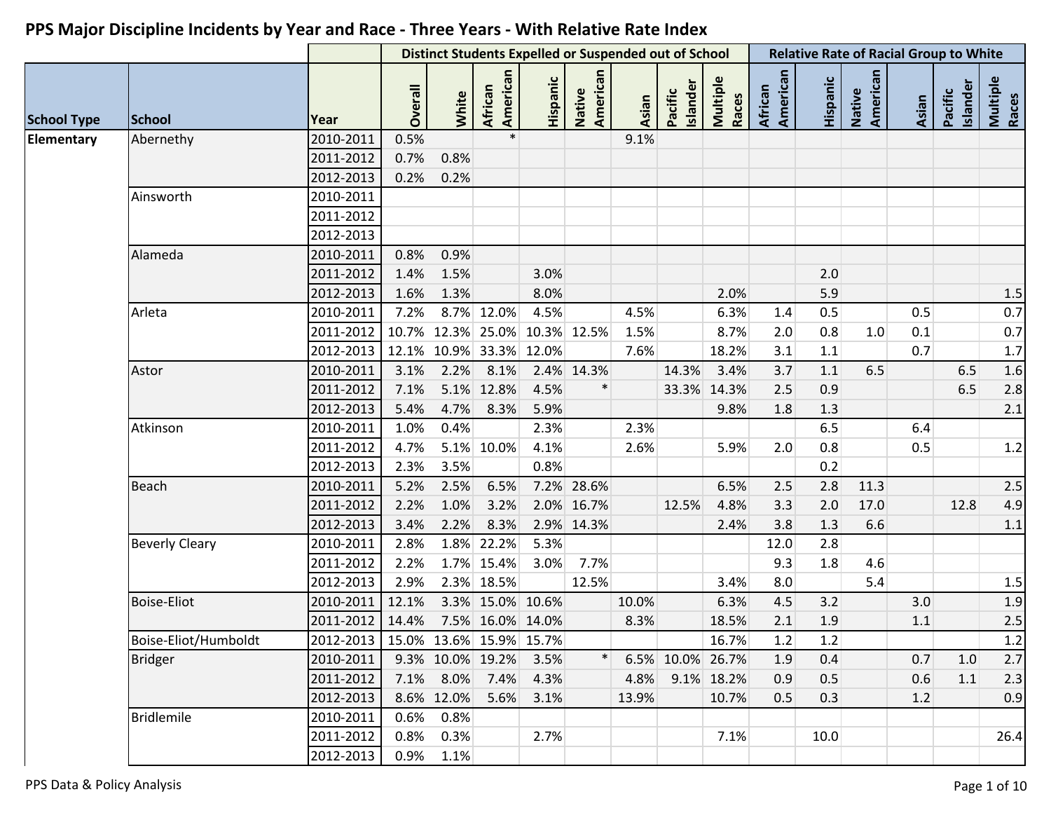# PPS Major Discipline Incidents by Year and Race - Three Years - With Relative Rate Index

| School Type | School | Year | Distinct Students Expelled or Suspended out of School | | | | | | | | Relative Rate of Racial Group to White | | | | | |
|---|---|---|---|---|---|---|---|---|---|---|---|---|---|---|---|---|
| | | | Overall | White | African American | Hispanic | Native American | Asian | Pacific Islander | Multiple Races | African American | Hispanic | Native American | Asian | Pacific Islander | Multiple Races |
| Elementary | Abernethy | 2010-2011 | 0.5% | | * | | | 9.1% | | | | | | | | |
| | | 2011-2012 | 0.7% | 0.8% | | | | | | | | | | | | |
| | | 2012-2013 | 0.2% | 0.2% | | | | | | | | | | | | |
| | Ainsworth | 2010-2011 | | | | | | | | | | | | | | |
| | | 2011-2012 | | | | | | | | | | | | | | |
| | | 2012-2013 | | | | | | | | | | | | | | |
| | Alameda | 2010-2011 | 0.8% | 0.9% | | | | | | | | | | | | |
| | | 2011-2012 | 1.4% | 1.5% | | 3.0% | | | | | | 2.0 | | | | |
| | | 2012-2013 | 1.6% | 1.3% | | 8.0% | | | | 2.0% | | 5.9 | | | | 1.5 |
| | Arleta | 2010-2011 | 7.2% | 8.7% | 12.0% | 4.5% | | 4.5% | | 6.3% | 1.4 | 0.5 | | 0.5 | | 0.7 |
| | | 2011-2012 | 10.7% | 12.3% | 25.0% | 10.3% | 12.5% | 1.5% | | 8.7% | 2.0 | 0.8 | 1.0 | 0.1 | | 0.7 |
| | | 2012-2013 | 12.1% | 10.9% | 33.3% | 12.0% | | 7.6% | | 18.2% | 3.1 | 1.1 | | 0.7 | | 1.7 |
| | Astor | 2010-2011 | 3.1% | 2.2% | 8.1% | 2.4% | 14.3% | | 14.3% | 3.4% | 3.7 | 1.1 | 6.5 | | 6.5 | 1.6 |
| | | 2011-2012 | 7.1% | 5.1% | 12.8% | 4.5% | * | | 33.3% | 14.3% | 2.5 | 0.9 | | | 6.5 | 2.8 |
| | | 2012-2013 | 5.4% | 4.7% | 8.3% | 5.9% | | | | 9.8% | 1.8 | 1.3 | | | | 2.1 |
| | Atkinson | 2010-2011 | 1.0% | 0.4% | | 2.3% | | 2.3% | | | | 6.5 | | 6.4 | | |
| | | 2011-2012 | 4.7% | 5.1% | 10.0% | 4.1% | | 2.6% | | 5.9% | 2.0 | 0.8 | | 0.5 | | 1.2 |
| | | 2012-2013 | 2.3% | 3.5% | | 0.8% | | | | | | 0.2 | | | | |
| | Beach | 2010-2011 | 5.2% | 2.5% | 6.5% | 7.2% | 28.6% | | | 6.5% | 2.5 | 2.8 | 11.3 | | | 2.5 |
| | | 2011-2012 | 2.2% | 1.0% | 3.2% | 2.0% | 16.7% | | 12.5% | 4.8% | 3.3 | 2.0 | 17.0 | | 12.8 | 4.9 |
| | | 2012-2013 | 3.4% | 2.2% | 8.3% | 2.9% | 14.3% | | | 2.4% | 3.8 | 1.3 | 6.6 | | | 1.1 |
| | Beverly Cleary | 2010-2011 | 2.8% | 1.8% | 22.2% | 5.3% | | | | | 12.0 | 2.8 | | | | |
| | | 2011-2012 | 2.2% | 1.7% | 15.4% | 3.0% | 7.7% | | | | 9.3 | 1.8 | 4.6 | | | |
| | | 2012-2013 | 2.9% | 2.3% | 18.5% | | 12.5% | | | 3.4% | 8.0 | | 5.4 | | | 1.5 |
| | Boise-Eliot | 2010-2011 | 12.1% | 3.3% | 15.0% | 10.6% | | 10.0% | | 6.3% | 4.5 | 3.2 | | 3.0 | | 1.9 |
| | | 2011-2012 | 14.4% | 7.5% | 16.0% | 14.0% | | 8.3% | | 18.5% | 2.1 | 1.9 | | 1.1 | | 2.5 |
| | Boise-Eliot/Humboldt | 2012-2013 | 15.0% | 13.6% | 15.9% | 15.7% | | | | 16.7% | 1.2 | 1.2 | | | | 1.2 |
| | Bridger | 2010-2011 | 9.3% | 10.0% | 19.2% | 3.5% | * | 6.5% | 10.0% | 26.7% | 1.9 | 0.4 | | 0.7 | 1.0 | 2.7 |
| | | 2011-2012 | 7.1% | 8.0% | 7.4% | 4.3% | | 4.8% | 9.1% | 18.2% | 0.9 | 0.5 | | 0.6 | 1.1 | 2.3 |
| | | 2012-2013 | 8.6% | 12.0% | 5.6% | 3.1% | | 13.9% | | 10.7% | 0.5 | 0.3 | | 1.2 | | 0.9 |
| | Bridlemile | 2010-2011 | 0.6% | 0.8% | | | | | | | | | | | | |
| | | 2011-2012 | 0.8% | 0.3% | | 2.7% | | | | 7.1% | | 10.0 | | | | 26.4 |
| | | 2012-2013 | 0.9% | 1.1% | | | | | | | | | | | | |

PPS Data & Policy Analysis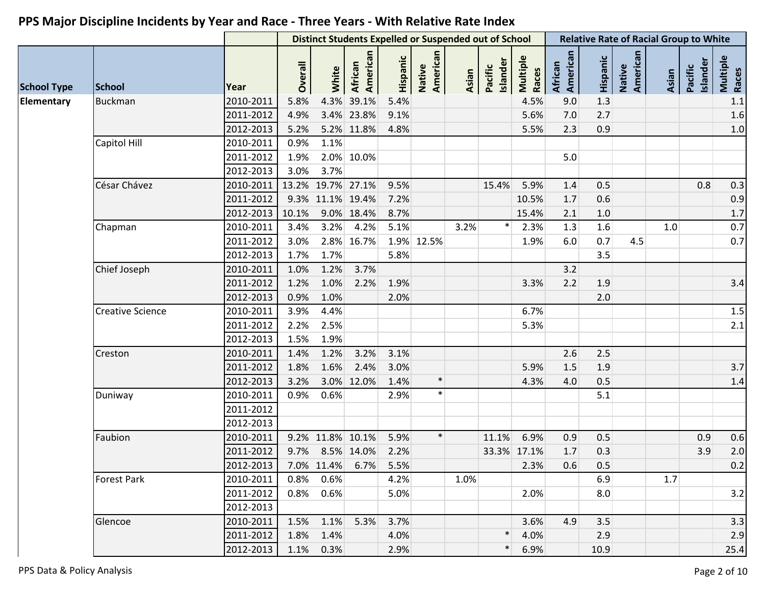# PPS Major Discipline Incidents by Year and Race - Three Years - With Relative Rate Index

| School Type | School | Year | Distinct Students Expelled or Suspended out of School | | | | | | | | Relative Rate of Racial Group to White | | | | | |
|---|---|---|---|---|---|---|---|---|---|---|---|---|---|---|---|---|
| | | | Overall | White | African American | Hispanic | Native American | Asian | Pacific Islander | Multiple Races | African American | Hispanic | Native American | Asian | Pacific Islander | Multiple Races |
| Elementary | Buckman | 2010-2011 | 5.8% | 4.3% | 39.1% | 5.4% | | | | 4.5% | 9.0 | 1.3 | | | | 1.1 |
| | | 2011-2012 | 4.9% | 3.4% | 23.8% | 9.1% | | | | 5.6% | 7.0 | 2.7 | | | | 1.6 |
| | | 2012-2013 | 5.2% | 5.2% | 11.8% | 4.8% | | | | 5.5% | 2.3 | 0.9 | | | | 1.0 |
| | Capitol Hill | 2010-2011 | 0.9% | 1.1% | | | | | | | | | | | | |
| | | 2011-2012 | 1.9% | 2.0% | 10.0% | | | | | | 5.0 | | | | | |
| | | 2012-2013 | 3.0% | 3.7% | | | | | | | | | | | | |
| | César Chávez | 2010-2011 | 13.2% | 19.7% | 27.1% | 9.5% | | | 15.4% | 5.9% | 1.4 | 0.5 | | | 0.8 | 0.3 |
| | | 2011-2012 | 9.3% | 11.1% | 19.4% | 7.2% | | | | 10.5% | 1.7 | 0.6 | | | | 0.9 |
| | | 2012-2013 | 10.1% | 9.0% | 18.4% | 8.7% | | | | 15.4% | 2.1 | 1.0 | | | | 1.7 |
| | Chapman | 2010-2011 | 3.4% | 3.2% | 4.2% | 5.1% | | 3.2% | * | 2.3% | 1.3 | 1.6 | | 1.0 | | 0.7 |
| | | 2011-2012 | 3.0% | 2.8% | 16.7% | 1.9% | 12.5% | | | 1.9% | 6.0 | 0.7 | 4.5 | | | 0.7 |
| | | 2012-2013 | 1.7% | 1.7% | | 5.8% | | | | | | 3.5 | | | | |
| | Chief Joseph | 2010-2011 | 1.0% | 1.2% | 3.7% | | | | | | 3.2 | | | | | |
| | | 2011-2012 | 1.2% | 1.0% | 2.2% | 1.9% | | | | 3.3% | 2.2 | 1.9 | | | | 3.4 |
| | | 2012-2013 | 0.9% | 1.0% | | 2.0% | | | | | | 2.0 | | | | |
| | Creative Science | 2010-2011 | 3.9% | 4.4% | | | | | | 6.7% | | | | | | 1.5 |
| | | 2011-2012 | 2.2% | 2.5% | | | | | | 5.3% | | | | | | 2.1 |
| | | 2012-2013 | 1.5% | 1.9% | | | | | | | | | | | | |
| | Creston | 2010-2011 | 1.4% | 1.2% | 3.2% | 3.1% | | | | | 2.6 | 2.5 | | | | |
| | | 2011-2012 | 1.8% | 1.6% | 2.4% | 3.0% | | | | 5.9% | 1.5 | 1.9 | | | | 3.7 |
| | | 2012-2013 | 3.2% | 3.0% | 12.0% | 1.4% | * | | | 4.3% | 4.0 | 0.5 | | | | 1.4 |
| | Duniway | 2010-2011 | 0.9% | 0.6% | | 2.9% | * | | | | | 5.1 | | | | |
| | | 2011-2012 | | | | | | | | | | | | | | |
| | | 2012-2013 | | | | | | | | | | | | | | |
| | Faubion | 2010-2011 | 9.2% | 11.8% | 10.1% | 5.9% | * | | 11.1% | 6.9% | 0.9 | 0.5 | | | 0.9 | 0.6 |
| | | 2011-2012 | 9.7% | 8.5% | 14.0% | 2.2% | | | 33.3% | 17.1% | 1.7 | 0.3 | | | 3.9 | 2.0 |
| | | 2012-2013 | 7.0% | 11.4% | 6.7% | 5.5% | | | | 2.3% | 0.6 | 0.5 | | | | 0.2 |
| | Forest Park | 2010-2011 | 0.8% | 0.6% | | 4.2% | | 1.0% | | | | 6.9 | | 1.7 | | |
| | | 2011-2012 | 0.8% | 0.6% | | 5.0% | | | | 2.0% | | 8.0 | | | | 3.2 |
| | | 2012-2013 | | | | | | | | | | | | | | |
| | Glencoe | 2010-2011 | 1.5% | 1.1% | 5.3% | 3.7% | | | | 3.6% | 4.9 | 3.5 | | | | 3.3 |
| | | 2011-2012 | 1.8% | 1.4% | | 4.0% | | | * | 4.0% | | 2.9 | | | | 2.9 |
| | | 2012-2013 | 1.1% | 0.3% | | 2.9% | | | * | 6.9% | | 10.9 | | | | 25.4 |

PPS Data & Policy Analysis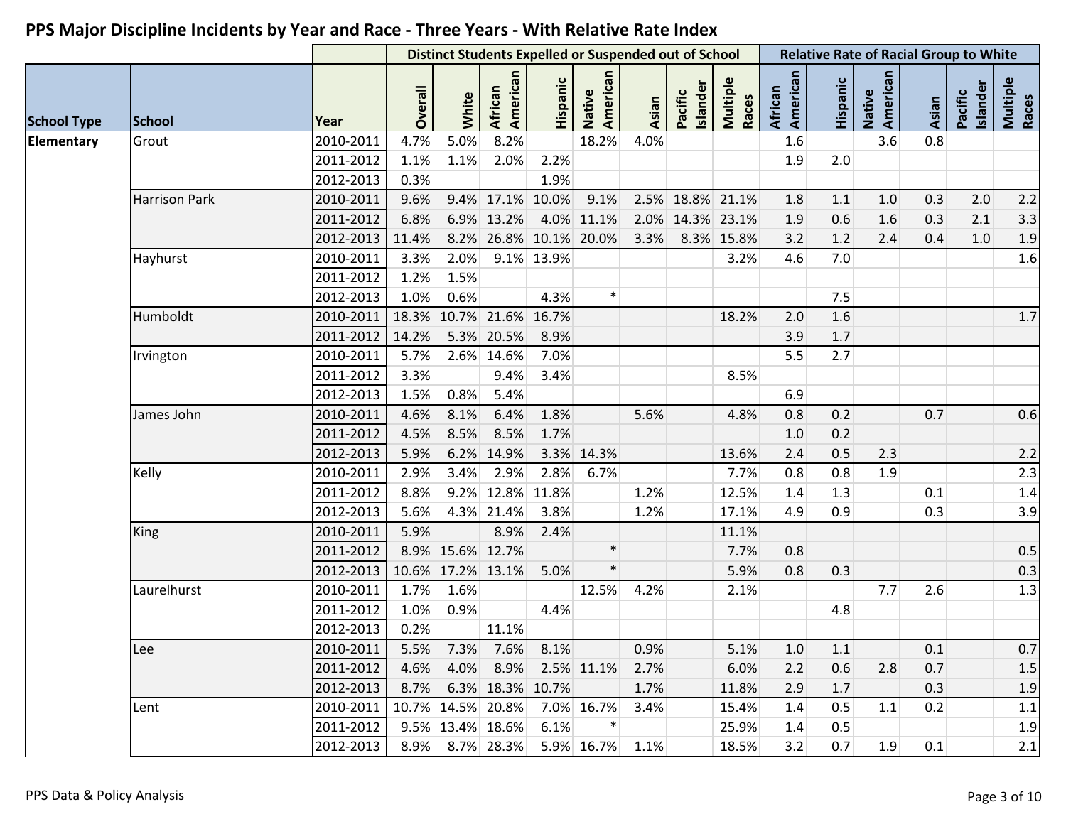# PPS Major Discipline Incidents by Year and Race - Three Years - With Relative Rate Index

| | | | Distinct Students Expelled or Suspended out of School | | | | | | | | Relative Rate of Racial Group to White | | | | | |
|---|---|---|---|---|---|---|---|---|---|---|---|---|---|---|---|---|
| School Type | School | Year | Overall | White | African American | Hispanic | Native American | Asian | Pacific Islander | Multiple Races | African American | Hispanic | Native American | Asian | Pacific Islander | Multiple Races |
| Elementary | Grout | 2010-2011 | 4.7% | 5.0% | 8.2% | | 18.2% | 4.0% | | | 1.6 | | 3.6 | 0.8 | | |
| | | 2011-2012 | 1.1% | 1.1% | 2.0% | 2.2% | | | | | 1.9 | 2.0 | | | | |
| | | 2012-2013 | 0.3% | | | 1.9% | | | | | | | | | | |
| | Harrison Park | 2010-2011 | 9.6% | 9.4% | 17.1% | 10.0% | 9.1% | 2.5% | 18.8% | 21.1% | 1.8 | 1.1 | 1.0 | 0.3 | 2.0 | 2.2 |
| | | 2011-2012 | 6.8% | 6.9% | 13.2% | 4.0% | 11.1% | 2.0% | 14.3% | 23.1% | 1.9 | 0.6 | 1.6 | 0.3 | 2.1 | 3.3 |
| | | 2012-2013 | 11.4% | 8.2% | 26.8% | 10.1% | 20.0% | 3.3% | 8.3% | 15.8% | 3.2 | 1.2 | 2.4 | 0.4 | 1.0 | 1.9 |
| | Hayhurst | 2010-2011 | 3.3% | 2.0% | 9.1% | 13.9% | | | | 3.2% | 4.6 | 7.0 | | | | 1.6 |
| | | 2011-2012 | 1.2% | 1.5% | | | | | | | | | | | | |
| | | 2012-2013 | 1.0% | 0.6% | | 4.3% | * | | | | | 7.5 | | | | |
| | Humboldt | 2010-2011 | 18.3% | 10.7% | 21.6% | 16.7% | | | | 18.2% | 2.0 | 1.6 | | | | 1.7 |
| | | 2011-2012 | 14.2% | 5.3% | 20.5% | 8.9% | | | | | 3.9 | 1.7 | | | | |
| | Irvington | 2010-2011 | 5.7% | 2.6% | 14.6% | 7.0% | | | | | 5.5 | 2.7 | | | | |
| | | 2011-2012 | 3.3% | | 9.4% | 3.4% | | | | 8.5% | | | | | | |
| | | 2012-2013 | 1.5% | 0.8% | 5.4% | | | | | | 6.9 | | | | | |
| | James John | 2010-2011 | 4.6% | 8.1% | 6.4% | 1.8% | | 5.6% | | 4.8% | 0.8 | 0.2 | | 0.7 | | 0.6 |
| | | 2011-2012 | 4.5% | 8.5% | 8.5% | 1.7% | | | | | 1.0 | 0.2 | | | | |
| | | 2012-2013 | 5.9% | 6.2% | 14.9% | 3.3% | 14.3% | | | 13.6% | 2.4 | 0.5 | 2.3 | | | 2.2 |
| | Kelly | 2010-2011 | 2.9% | 3.4% | 2.9% | 2.8% | 6.7% | | | 7.7% | 0.8 | 0.8 | 1.9 | | | 2.3 |
| | | 2011-2012 | 8.8% | 9.2% | 12.8% | 11.8% | | 1.2% | | 12.5% | 1.4 | 1.3 | | 0.1 | | 1.4 |
| | | 2012-2013 | 5.6% | 4.3% | 21.4% | 3.8% | | 1.2% | | 17.1% | 4.9 | 0.9 | | 0.3 | | 3.9 |
| | King | 2010-2011 | 5.9% | | 8.9% | 2.4% | | | | 11.1% | | | | | | |
| | | 2011-2012 | 8.9% | 15.6% | 12.7% | | * | | | 7.7% | 0.8 | | | | | 0.5 |
| | | 2012-2013 | 10.6% | 17.2% | 13.1% | 5.0% | * | | | 5.9% | 0.8 | 0.3 | | | | 0.3 |
| | Laurelhurst | 2010-2011 | 1.7% | 1.6% | | | 12.5% | 4.2% | | 2.1% | | | 7.7 | 2.6 | | 1.3 |
| | | 2011-2012 | 1.0% | 0.9% | | 4.4% | | | | | | 4.8 | | | | |
| | | 2012-2013 | 0.2% | | 11.1% | | | | | | | | | | | |
| | Lee | 2010-2011 | 5.5% | 7.3% | 7.6% | 8.1% | | 0.9% | | 5.1% | 1.0 | 1.1 | | 0.1 | | 0.7 |
| | | 2011-2012 | 4.6% | 4.0% | 8.9% | 2.5% | 11.1% | 2.7% | | 6.0% | 2.2 | 0.6 | 2.8 | 0.7 | | 1.5 |
| | | 2012-2013 | 8.7% | 6.3% | 18.3% | 10.7% | | 1.7% | | 11.8% | 2.9 | 1.7 | | 0.3 | | 1.9 |
| | Lent | 2010-2011 | 10.7% | 14.5% | 20.8% | 7.0% | 16.7% | 3.4% | | 15.4% | 1.4 | 0.5 | 1.1 | 0.2 | | 1.1 |
| | | 2011-2012 | 9.5% | 13.4% | 18.6% | 6.1% | * | | | 25.9% | 1.4 | 0.5 | | | | 1.9 |
| | | 2012-2013 | 8.9% | 8.7% | 28.3% | 5.9% | 16.7% | 1.1% | | 18.5% | 3.2 | 0.7 | 1.9 | 0.1 | | 2.1 |

PPS Data & Policy Analysis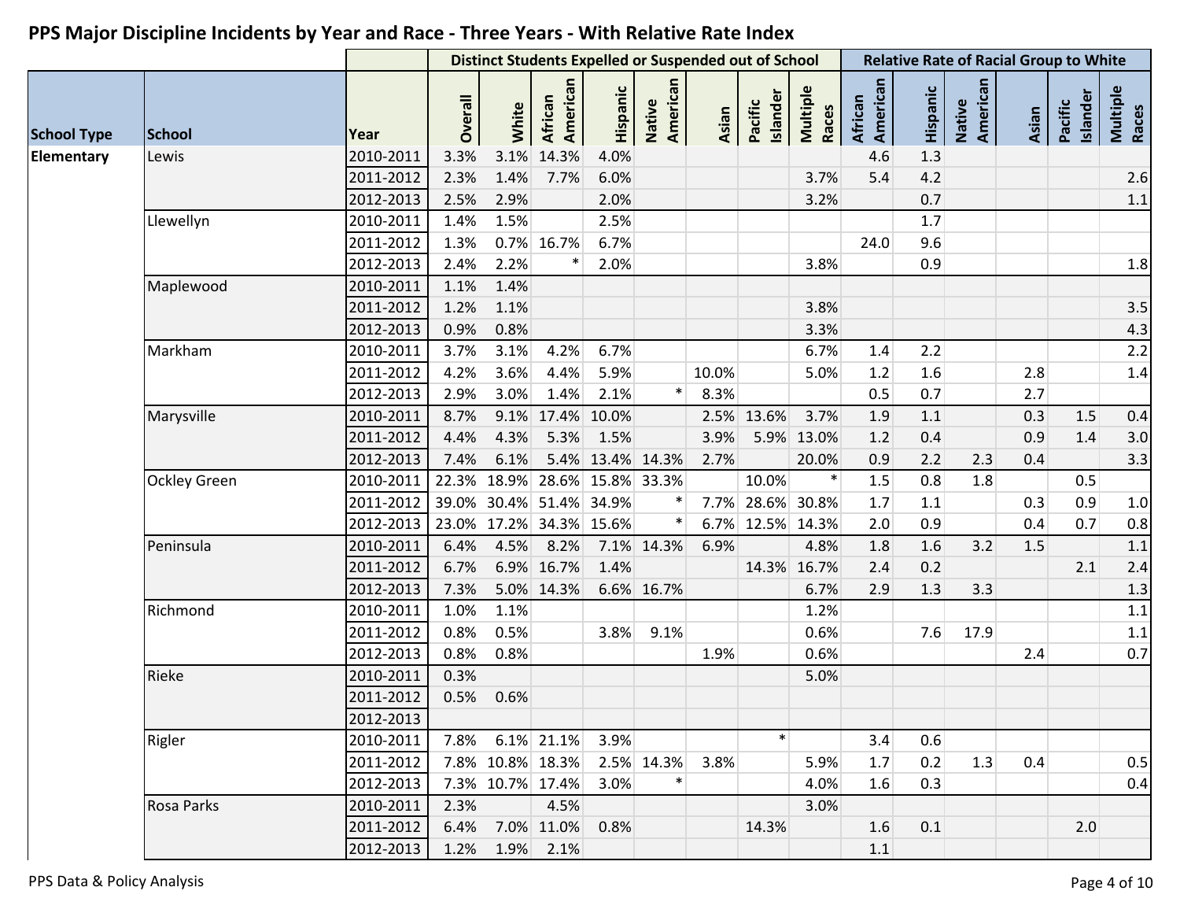# PPS Major Discipline Incidents by Year and Race - Three Years - With Relative Rate Index

| | | | Distinct Students Expelled or Suspended out of School | | | | | | | | Relative Rate of Racial Group to White | | | | | |
|---|---|---|---|---|---|---|---|---|---|---|---|---|---|---|---|---|
| School Type | School | Year | Overall | White | African American | Hispanic | Native American | Asian | Pacific Islander | Multiple Races | African American | Hispanic | Native American | Asian | Pacific Islander | Multiple Races |
| Elementary | Lewis | 2010-2011 | 3.3% | 3.1% | 14.3% | 4.0% | | | | | 4.6 | 1.3 | | | | |
| | | 2011-2012 | 2.3% | 1.4% | 7.7% | 6.0% | | | | 3.7% | 5.4 | 4.2 | | | | 2.6 |
| | | 2012-2013 | 2.5% | 2.9% | | 2.0% | | | | 3.2% | | 0.7 | | | | 1.1 |
| | Llewellyn | 2010-2011 | 1.4% | 1.5% | | 2.5% | | | | | | 1.7 | | | | |
| | | 2011-2012 | 1.3% | 0.7% | 16.7% | 6.7% | | | | | 24.0 | 9.6 | | | | |
| | | 2012-2013 | 2.4% | 2.2% | * | 2.0% | | | | 3.8% | | 0.9 | | | | 1.8 |
| | Maplewood | 2010-2011 | 1.1% | 1.4% | | | | | | | | | | | | |
| | | 2011-2012 | 1.2% | 1.1% | | | | | | 3.8% | | | | | | 3.5 |
| | | 2012-2013 | 0.9% | 0.8% | | | | | | 3.3% | | | | | | 4.3 |
| | Markham | 2010-2011 | 3.7% | 3.1% | 4.2% | 6.7% | | | | 6.7% | 1.4 | 2.2 | | | | 2.2 |
| | | 2011-2012 | 4.2% | 3.6% | 4.4% | 5.9% | | 10.0% | | 5.0% | 1.2 | 1.6 | | 2.8 | | 1.4 |
| | | 2012-2013 | 2.9% | 3.0% | 1.4% | 2.1% | * | 8.3% | | | 0.5 | 0.7 | | 2.7 | | |
| | Marysville | 2010-2011 | 8.7% | 9.1% | 17.4% | 10.0% | | 2.5% | 13.6% | 3.7% | 1.9 | 1.1 | | 0.3 | 1.5 | 0.4 |
| | | 2011-2012 | 4.4% | 4.3% | 5.3% | 1.5% | | 3.9% | 5.9% | 13.0% | 1.2 | 0.4 | | 0.9 | 1.4 | 3.0 |
| | | 2012-2013 | 7.4% | 6.1% | 5.4% | 13.4% | 14.3% | 2.7% | | 20.0% | 0.9 | 2.2 | 2.3 | 0.4 | | 3.3 |
| | Ockley Green | 2010-2011 | 22.3% | 18.9% | 28.6% | 15.8% | 33.3% | | 10.0% | * | 1.5 | 0.8 | 1.8 | | 0.5 | |
| | | 2011-2012 | 39.0% | 30.4% | 51.4% | 34.9% | * | 7.7% | 28.6% | 30.8% | 1.7 | 1.1 | | 0.3 | 0.9 | 1.0 |
| | | 2012-2013 | 23.0% | 17.2% | 34.3% | 15.6% | * | 6.7% | 12.5% | 14.3% | 2.0 | 0.9 | | 0.4 | 0.7 | 0.8 |
| | Peninsula | 2010-2011 | 6.4% | 4.5% | 8.2% | 7.1% | 14.3% | 6.9% | | 4.8% | 1.8 | 1.6 | 3.2 | 1.5 | | 1.1 |
| | | 2011-2012 | 6.7% | 6.9% | 16.7% | 1.4% | | | 14.3% | 16.7% | 2.4 | 0.2 | | | 2.1 | 2.4 |
| | | 2012-2013 | 7.3% | 5.0% | 14.3% | 6.6% | 16.7% | | | 6.7% | 2.9 | 1.3 | 3.3 | | | 1.3 |
| | Richmond | 2010-2011 | 1.0% | 1.1% | | | | | | 1.2% | | | | | | 1.1 |
| | | 2011-2012 | 0.8% | 0.5% | | 3.8% | 9.1% | | | 0.6% | | 7.6 | 17.9 | | | 1.1 |
| | | 2012-2013 | 0.8% | 0.8% | | | | 1.9% | | 0.6% | | | | 2.4 | | 0.7 |
| | Rieke | 2010-2011 | 0.3% | | | | | | | 5.0% | | | | | | |
| | | 2011-2012 | 0.5% | 0.6% | | | | | | | | | | | | |
| | | 2012-2013 | | | | | | | | | | | | | | |
| | Rigler | 2010-2011 | 7.8% | 6.1% | 21.1% | 3.9% | | | * | | 3.4 | 0.6 | | | | |
| | | 2011-2012 | 7.8% | 10.8% | 18.3% | 2.5% | 14.3% | 3.8% | | 5.9% | 1.7 | 0.2 | 1.3 | 0.4 | | 0.5 |
| | | 2012-2013 | 7.3% | 10.7% | 17.4% | 3.0% | * | | | 4.0% | 1.6 | 0.3 | | | | 0.4 |
| | Rosa Parks | 2010-2011 | 2.3% | | 4.5% | | | | | 3.0% | | | | | | |
| | | 2011-2012 | 6.4% | 7.0% | 11.0% | 0.8% | | | 14.3% | | 1.6 | 0.1 | | | 2.0 | |
| | | 2012-2013 | 1.2% | 1.9% | 2.1% | | | | | | 1.1 | | | | | |

PPS Data & Policy Analysis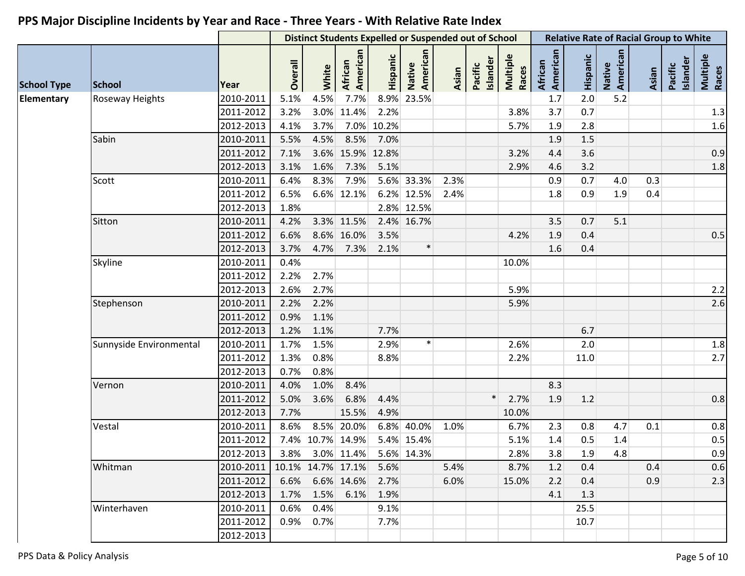# PPS Major Discipline Incidents by Year and Race - Three Years - With Relative Rate Index

| | | | Distinct Students Expelled or Suspended out of School | | | | | | | | Relative Rate of Racial Group to White | | | | | |
|---|---|---|---|---|---|---|---|---|---|---|---|---|---|---|---|---|
| School Type | School | Year | Overall | White | African American | Hispanic | Native American | Asian | Pacific Islander | Multiple Races | African American | Hispanic | Native American | Asian | Pacific Islander | Multiple Races |
| Elementary | Roseway Heights | 2010-2011 | 5.1% | 4.5% | 7.7% | 8.9% | 23.5% | | | | 1.7 | 2.0 | 5.2 | | | |
| | | 2011-2012 | 3.2% | 3.0% | 11.4% | 2.2% | | | | 3.8% | 3.7 | 0.7 | | | | 1.3 |
| | | 2012-2013 | 4.1% | 3.7% | 7.0% | 10.2% | | | | 5.7% | 1.9 | 2.8 | | | | 1.6 |
| | Sabin | 2010-2011 | 5.5% | 4.5% | 8.5% | 7.0% | | | | | 1.9 | 1.5 | | | | |
| | | 2011-2012 | 7.1% | 3.6% | 15.9% | 12.8% | | | | 3.2% | 4.4 | 3.6 | | | | 0.9 |
| | | 2012-2013 | 3.1% | 1.6% | 7.3% | 5.1% | | | | 2.9% | 4.6 | 3.2 | | | | 1.8 |
| | Scott | 2010-2011 | 6.4% | 8.3% | 7.9% | 5.6% | 33.3% | 2.3% | | | 0.9 | 0.7 | 4.0 | 0.3 | | |
| | | 2011-2012 | 6.5% | 6.6% | 12.1% | 6.2% | 12.5% | 2.4% | | | 1.8 | 0.9 | 1.9 | 0.4 | | |
| | | 2012-2013 | 1.8% | | | 2.8% | 12.5% | | | | | | | | | |
| | Sitton | 2010-2011 | 4.2% | 3.3% | 11.5% | 2.4% | 16.7% | | | | 3.5 | 0.7 | 5.1 | | | |
| | | 2011-2012 | 6.6% | 8.6% | 16.0% | 3.5% | | | | 4.2% | 1.9 | 0.4 | | | | 0.5 |
| | | 2012-2013 | 3.7% | 4.7% | 7.3% | 2.1% | * | | | | 1.6 | 0.4 | | | | |
| | Skyline | 2010-2011 | 0.4% | | | | | | | 10.0% | | | | | | |
| | | 2011-2012 | 2.2% | 2.7% | | | | | | | | | | | | |
| | | 2012-2013 | 2.6% | 2.7% | | | | | | 5.9% | | | | | | 2.2 |
| | Stephenson | 2010-2011 | 2.2% | 2.2% | | | | | | 5.9% | | | | | | 2.6 |
| | | 2011-2012 | 0.9% | 1.1% | | | | | | | | | | | | |
| | | 2012-2013 | 1.2% | 1.1% | | 7.7% | | | | | | 6.7 | | | | |
| | Sunnyside Environmental | 2010-2011 | 1.7% | 1.5% | | 2.9% | * | | | 2.6% | | 2.0 | | | | 1.8 |
| | | 2011-2012 | 1.3% | 0.8% | | 8.8% | | | | 2.2% | | 11.0 | | | | 2.7 |
| | | 2012-2013 | 0.7% | 0.8% | | | | | | | | | | | | |
| | Vernon | 2010-2011 | 4.0% | 1.0% | 8.4% | | | | | | 8.3 | | | | | |
| | | 2011-2012 | 5.0% | 3.6% | 6.8% | 4.4% | | | * | 2.7% | 1.9 | 1.2 | | | | 0.8 |
| | | 2012-2013 | 7.7% | | 15.5% | 4.9% | | | | 10.0% | | | | | | |
| | Vestal | 2010-2011 | 8.6% | 8.5% | 20.0% | 6.8% | 40.0% | 1.0% | | 6.7% | 2.3 | 0.8 | 4.7 | 0.1 | | 0.8 |
| | | 2011-2012 | 7.4% | 10.7% | 14.9% | 5.4% | 15.4% | | | 5.1% | 1.4 | 0.5 | 1.4 | | | 0.5 |
| | | 2012-2013 | 3.8% | 3.0% | 11.4% | 5.6% | 14.3% | | | 2.8% | 3.8 | 1.9 | 4.8 | | | 0.9 |
| | Whitman | 2010-2011 | 10.1% | 14.7% | 17.1% | 5.6% | | 5.4% | | 8.7% | 1.2 | 0.4 | | 0.4 | | 0.6 |
| | | 2011-2012 | 6.6% | 6.6% | 14.6% | 2.7% | | 6.0% | | 15.0% | 2.2 | 0.4 | | 0.9 | | 2.3 |
| | | 2012-2013 | 1.7% | 1.5% | 6.1% | 1.9% | | | | | 4.1 | 1.3 | | | | |
| | Winterhaven | 2010-2011 | 0.6% | 0.4% | | 9.1% | | | | | | 25.5 | | | | |
| | | 2011-2012 | 0.9% | 0.7% | | 7.7% | | | | | | 10.7 | | | | |
| | | 2012-2013 | | | | | | | | | | | | | | |

PPS Data & Policy Analysis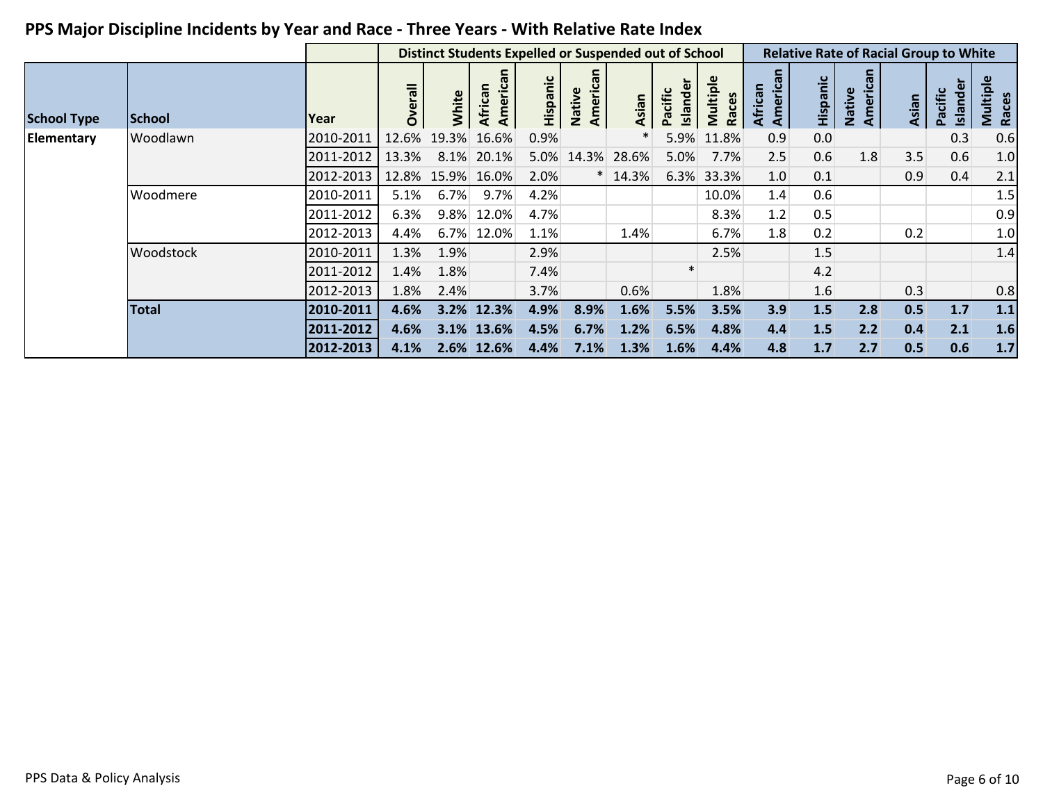# PPS Major Discipline Incidents by Year and Race - Three Years - With Relative Rate Index

| School Type | School | Year | Distinct Students Expelled or Suspended out of School | | | | | | | | Relative Rate of Racial Group to White | | | | | |
|---|---|---|---|---|---|---|---|---|---|---|---|---|---|---|---|---|
| | | | Overall | White | African American | Hispanic | Native American | Asian | Pacific Islander | Multiple Races | African American | Hispanic | Native American | Asian | Pacific Islander | Multiple Races |
| Elementary | Woodlawn | 2010-2011 | 12.6% | 19.3% | 16.6% | 0.9% | | * | 5.9% | 11.8% | 0.9 | 0.0 | | | 0.3 | 0.6 |
| | | 2011-2012 | 13.3% | 8.1% | 20.1% | 5.0% | 14.3% | 28.6% | 5.0% | 7.7% | 2.5 | 0.6 | 1.8 | 3.5 | 0.6 | 1.0 |
| | | 2012-2013 | 12.8% | 15.9% | 16.0% | 2.0% | * | 14.3% | 6.3% | 33.3% | 1.0 | 0.1 | | 0.9 | 0.4 | 2.1 |
| | Woodmere | 2010-2011 | 5.1% | 6.7% | 9.7% | 4.2% | | | | 10.0% | 1.4 | 0.6 | | | | 1.5 |
| | | 2011-2012 | 6.3% | 9.8% | 12.0% | 4.7% | | | | 8.3% | 1.2 | 0.5 | | | | 0.9 |
| | | 2012-2013 | 4.4% | 6.7% | 12.0% | 1.1% | | 1.4% | | 6.7% | 1.8 | 0.2 | | 0.2 | | 1.0 |
| | Woodstock | 2010-2011 | 1.3% | 1.9% | | 2.9% | | | | 2.5% | | 1.5 | | | | 1.4 |
| | | 2011-2012 | 1.4% | 1.8% | | 7.4% | | | * | | | 4.2 | | | | |
| | | 2012-2013 | 1.8% | 2.4% | | 3.7% | | 0.6% | | 1.8% | | 1.6 | | 0.3 | | 0.8 |
| | **Total** | **2010-2011** | **4.6%** | **3.2%** | **12.3%** | **4.9%** | **8.9%** | **1.6%** | **5.5%** | **3.5%** | **3.9** | **1.5** | **2.8** | **0.5** | **1.7** | **1.1** |
| | | **2011-2012** | **4.6%** | **3.1%** | **13.6%** | **4.5%** | **6.7%** | **1.2%** | **6.5%** | **4.8%** | **4.4** | **1.5** | **2.2** | **0.4** | **2.1** | **1.6** |
| | | **2012-2013** | **4.1%** | **2.6%** | **12.6%** | **4.4%** | **7.1%** | **1.3%** | **1.6%** | **4.4%** | **4.8** | **1.7** | **2.7** | **0.5** | **0.6** | **1.7** |

PPS Data & Policy Analysis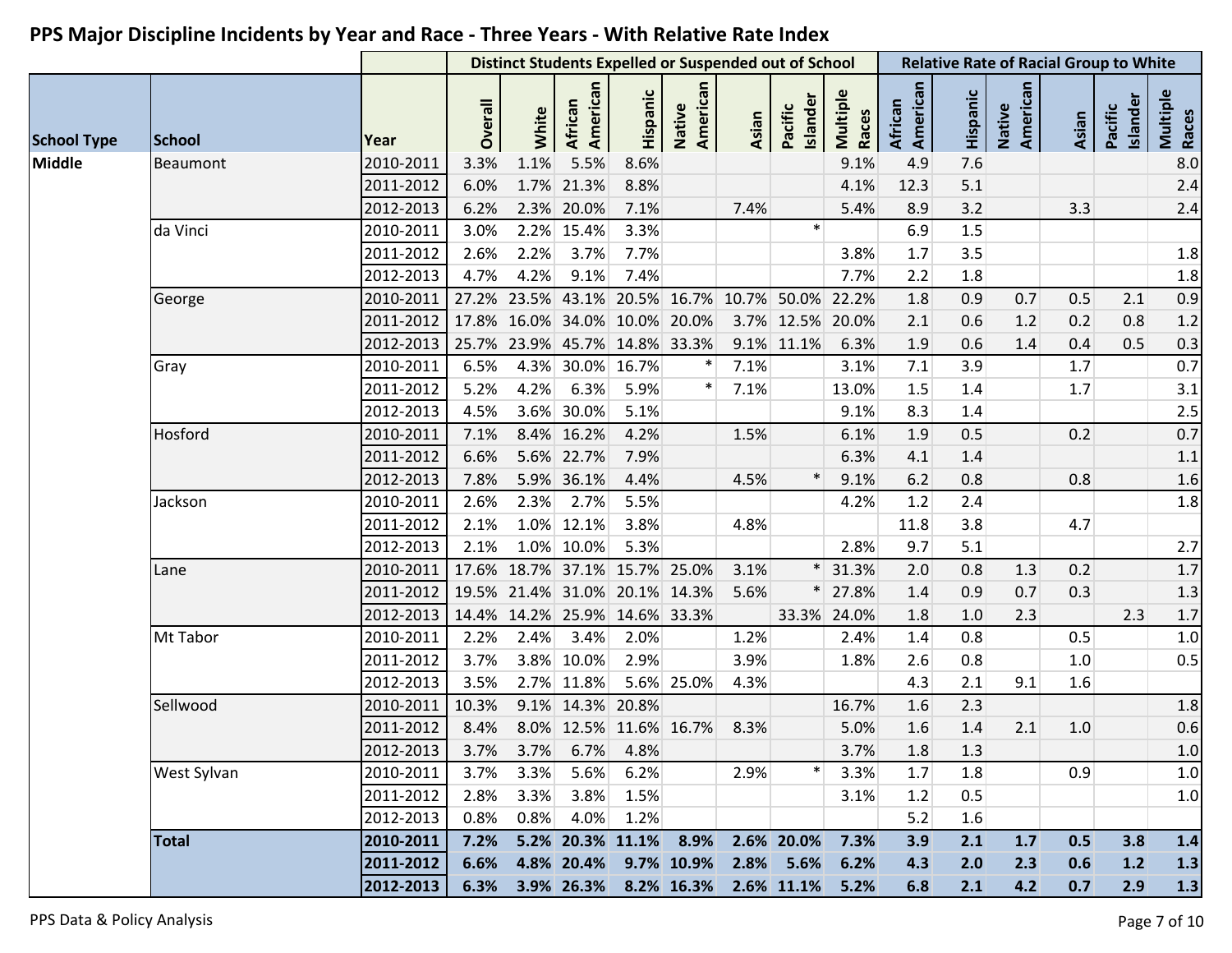## PPS Major Discipline Incidents by Year and Race - Three Years - With Relative Rate Index

| School Type | School | Year | Distinct Students Expelled or Suspended out of School: Overall | White | African American | Hispanic | Native American | Asian | Pacific Islander | Multiple Races | Relative Rate of Racial Group to White: African American | Hispanic | Native American | Asian | Pacific Islander | Multiple Races |
|---|---|---|---|---|---|---|---|---|---|---|---|---|---|---|---|---|
| Middle | Beaumont | 2010-2011 | 3.3% | 1.1% | 5.5% | 8.6% | | | | 9.1% | 4.9 | 7.6 | | | | 8.0 |
| | | 2011-2012 | 6.0% | 1.7% | 21.3% | 8.8% | | | | 4.1% | 12.3 | 5.1 | | | | 2.4 |
| | | 2012-2013 | 6.2% | 2.3% | 20.0% | 7.1% | | 7.4% | | 5.4% | 8.9 | 3.2 | | 3.3 | | 2.4 |
| | da Vinci | 2010-2011 | 3.0% | 2.2% | 15.4% | 3.3% | | | * | | 6.9 | 1.5 | | | | |
| | | 2011-2012 | 2.6% | 2.2% | 3.7% | 7.7% | | | | 3.8% | 1.7 | 3.5 | | | | 1.8 |
| | | 2012-2013 | 4.7% | 4.2% | 9.1% | 7.4% | | | | 7.7% | 2.2 | 1.8 | | | | 1.8 |
| | George | 2010-2011 | 27.2% | 23.5% | 43.1% | 20.5% | 16.7% | 10.7% | 50.0% | 22.2% | 1.8 | 0.9 | 0.7 | 0.5 | 2.1 | 0.9 |
| | | 2011-2012 | 17.8% | 16.0% | 34.0% | 10.0% | 20.0% | 3.7% | 12.5% | 20.0% | 2.1 | 0.6 | 1.2 | 0.2 | 0.8 | 1.2 |
| | | 2012-2013 | 25.7% | 23.9% | 45.7% | 14.8% | 33.3% | 9.1% | 11.1% | 6.3% | 1.9 | 0.6 | 1.4 | 0.4 | 0.5 | 0.3 |
| | Gray | 2010-2011 | 6.5% | 4.3% | 30.0% | 16.7% | * | 7.1% | | 3.1% | 7.1 | 3.9 | | 1.7 | | 0.7 |
| | | 2011-2012 | 5.2% | 4.2% | 6.3% | 5.9% | * | 7.1% | | 13.0% | 1.5 | 1.4 | | 1.7 | | 3.1 |
| | | 2012-2013 | 4.5% | 3.6% | 30.0% | 5.1% | | | | 9.1% | 8.3 | 1.4 | | | | 2.5 |
| | Hosford | 2010-2011 | 7.1% | 8.4% | 16.2% | 4.2% | | 1.5% | | 6.1% | 1.9 | 0.5 | | 0.2 | | 0.7 |
| | | 2011-2012 | 6.6% | 5.6% | 22.7% | 7.9% | | | | 6.3% | 4.1 | 1.4 | | | | 1.1 |
| | | 2012-2013 | 7.8% | 5.9% | 36.1% | 4.4% | | 4.5% | * | 9.1% | 6.2 | 0.8 | | 0.8 | | 1.6 |
| | Jackson | 2010-2011 | 2.6% | 2.3% | 2.7% | 5.5% | | | | 4.2% | 1.2 | 2.4 | | | | 1.8 |
| | | 2011-2012 | 2.1% | 1.0% | 12.1% | 3.8% | | 4.8% | | | 11.8 | 3.8 | | 4.7 | | |
| | | 2012-2013 | 2.1% | 1.0% | 10.0% | 5.3% | | | | 2.8% | 9.7 | 5.1 | | | | 2.7 |
| | Lane | 2010-2011 | 17.6% | 18.7% | 37.1% | 15.7% | 25.0% | 3.1% | * | 31.3% | 2.0 | 0.8 | 1.3 | 0.2 | | 1.7 |
| | | 2011-2012 | 19.5% | 21.4% | 31.0% | 20.1% | 14.3% | 5.6% | * | 27.8% | 1.4 | 0.9 | 0.7 | 0.3 | | 1.3 |
| | | 2012-2013 | 14.4% | 14.2% | 25.9% | 14.6% | 33.3% | | 33.3% | 24.0% | 1.8 | 1.0 | 2.3 | | 2.3 | 1.7 |
| | Mt Tabor | 2010-2011 | 2.2% | 2.4% | 3.4% | 2.0% | | 1.2% | | 2.4% | 1.4 | 0.8 | | 0.5 | | 1.0 |
| | | 2011-2012 | 3.7% | 3.8% | 10.0% | 2.9% | | 3.9% | | 1.8% | 2.6 | 0.8 | | 1.0 | | 0.5 |
| | | 2012-2013 | 3.5% | 2.7% | 11.8% | 5.6% | 25.0% | 4.3% | | | 4.3 | 2.1 | 9.1 | 1.6 | | |
| | Sellwood | 2010-2011 | 10.3% | 9.1% | 14.3% | 20.8% | | | | 16.7% | 1.6 | 2.3 | | | | 1.8 |
| | | 2011-2012 | 8.4% | 8.0% | 12.5% | 11.6% | 16.7% | 8.3% | | 5.0% | 1.6 | 1.4 | 2.1 | 1.0 | | 0.6 |
| | | 2012-2013 | 3.7% | 3.7% | 6.7% | 4.8% | | | | 3.7% | 1.8 | 1.3 | | | | 1.0 |
| | West Sylvan | 2010-2011 | 3.7% | 3.3% | 5.6% | 6.2% | | 2.9% | * | 3.3% | 1.7 | 1.8 | | 0.9 | | 1.0 |
| | | 2011-2012 | 2.8% | 3.3% | 3.8% | 1.5% | | | | 3.1% | 1.2 | 0.5 | | | | 1.0 |
| | | 2012-2013 | 0.8% | 0.8% | 4.0% | 1.2% | | | | | 5.2 | 1.6 | | | | |
| | **Total** | **2010-2011** | **7.2%** | **5.2%** | **20.3%** | **11.1%** | **8.9%** | **2.6%** | **20.0%** | **7.3%** | **3.9** | **2.1** | **1.7** | **0.5** | **3.8** | **1.4** |
| | | **2011-2012** | **6.6%** | **4.8%** | **20.4%** | **9.7%** | **10.9%** | **2.8%** | **5.6%** | **6.2%** | **4.3** | **2.0** | **2.3** | **0.6** | **1.2** | **1.3** |
| | | **2012-2013** | **6.3%** | **3.9%** | **26.3%** | **8.2%** | **16.3%** | **2.6%** | **11.1%** | **5.2%** | **6.8** | **2.1** | **4.2** | **0.7** | **2.9** | **1.3** |

PPS Data & Policy Analysis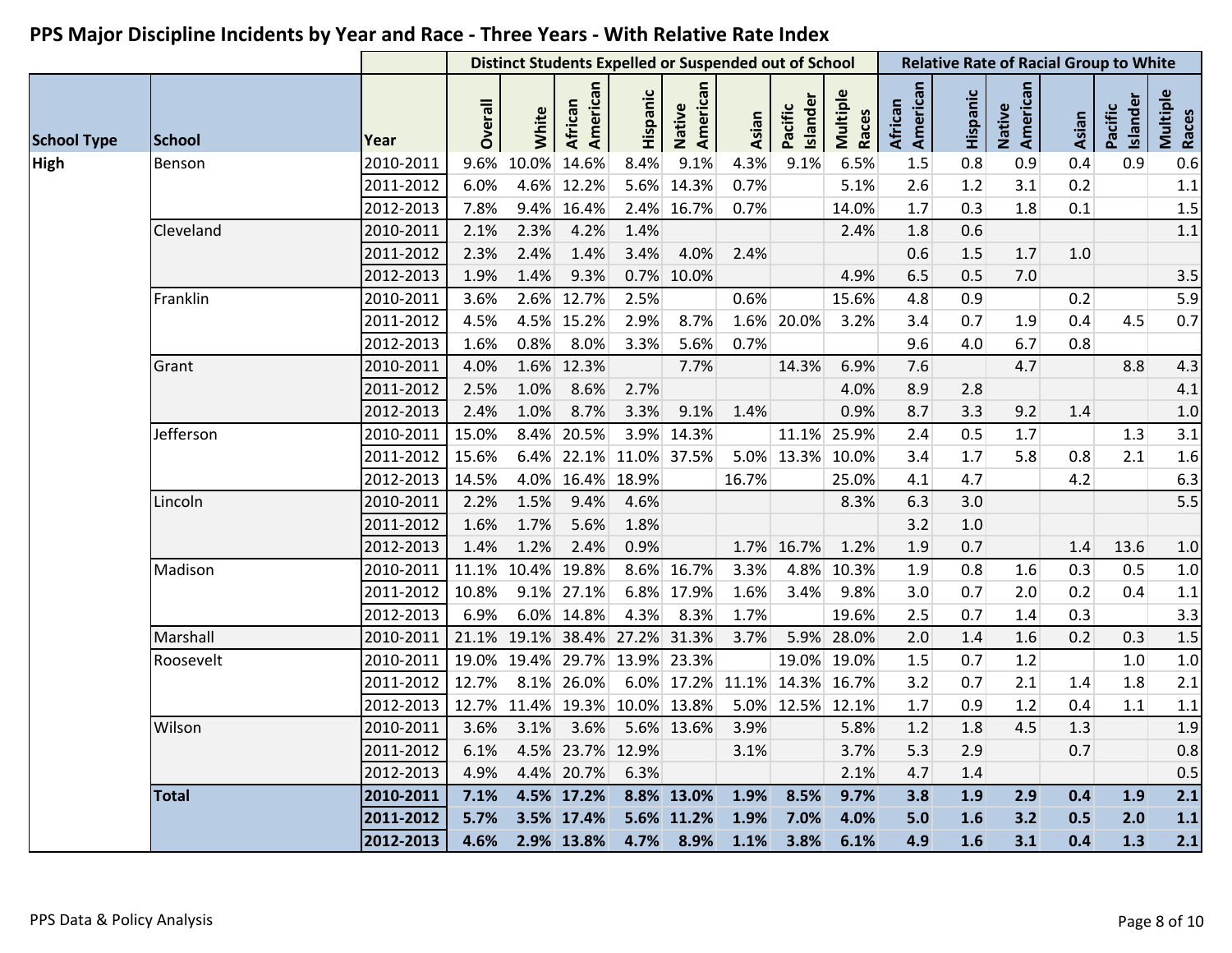## PPS Major Discipline Incidents by Year and Race - Three Years - With Relative Rate Index

| School Type | School | Year | Distinct Students Expelled or Suspended out of School | | | | | | | | Relative Rate of Racial Group to White | | | | | |
|---|---|---|---|---|---|---|---|---|---|---|---|---|---|---|---|---|
| | | | Overall | White | African American | Hispanic | Native American | Asian | Pacific Islander | Multiple Races | African American | Hispanic | Native American | Asian | Pacific Islander | Multiple Races |
| High | Benson | 2010-2011 | 9.6% | 10.0% | 14.6% | 8.4% | 9.1% | 4.3% | 9.1% | 6.5% | 1.5 | 0.8 | 0.9 | 0.4 | 0.9 | 0.6 |
| | | 2011-2012 | 6.0% | 4.6% | 12.2% | 5.6% | 14.3% | 0.7% | | 5.1% | 2.6 | 1.2 | 3.1 | 0.2 | | 1.1 |
| | | 2012-2013 | 7.8% | 9.4% | 16.4% | 2.4% | 16.7% | 0.7% | | 14.0% | 1.7 | 0.3 | 1.8 | 0.1 | | 1.5 |
| | Cleveland | 2010-2011 | 2.1% | 2.3% | 4.2% | 1.4% | | | | 2.4% | 1.8 | 0.6 | | | | 1.1 |
| | | 2011-2012 | 2.3% | 2.4% | 1.4% | 3.4% | 4.0% | 2.4% | | | 0.6 | 1.5 | 1.7 | 1.0 | | |
| | | 2012-2013 | 1.9% | 1.4% | 9.3% | 0.7% | 10.0% | | | 4.9% | 6.5 | 0.5 | 7.0 | | | 3.5 |
| | Franklin | 2010-2011 | 3.6% | 2.6% | 12.7% | 2.5% | | 0.6% | | 15.6% | 4.8 | 0.9 | | 0.2 | | 5.9 |
| | | 2011-2012 | 4.5% | 4.5% | 15.2% | 2.9% | 8.7% | 1.6% | 20.0% | 3.2% | 3.4 | 0.7 | 1.9 | 0.4 | 4.5 | 0.7 |
| | | 2012-2013 | 1.6% | 0.8% | 8.0% | 3.3% | 5.6% | 0.7% | | | 9.6 | 4.0 | 6.7 | 0.8 | | |
| | Grant | 2010-2011 | 4.0% | 1.6% | 12.3% | | 7.7% | | 14.3% | 6.9% | 7.6 | | 4.7 | | 8.8 | 4.3 |
| | | 2011-2012 | 2.5% | 1.0% | 8.6% | 2.7% | | | | 4.0% | 8.9 | 2.8 | | | | 4.1 |
| | | 2012-2013 | 2.4% | 1.0% | 8.7% | 3.3% | 9.1% | 1.4% | | 0.9% | 8.7 | 3.3 | 9.2 | 1.4 | | 1.0 |
| | Jefferson | 2010-2011 | 15.0% | 8.4% | 20.5% | 3.9% | 14.3% | | 11.1% | 25.9% | 2.4 | 0.5 | 1.7 | | 1.3 | 3.1 |
| | | 2011-2012 | 15.6% | 6.4% | 22.1% | 11.0% | 37.5% | 5.0% | 13.3% | 10.0% | 3.4 | 1.7 | 5.8 | 0.8 | 2.1 | 1.6 |
| | | 2012-2013 | 14.5% | 4.0% | 16.4% | 18.9% | | 16.7% | | 25.0% | 4.1 | 4.7 | | 4.2 | | 6.3 |
| | Lincoln | 2010-2011 | 2.2% | 1.5% | 9.4% | 4.6% | | | | 8.3% | 6.3 | 3.0 | | | | 5.5 |
| | | 2011-2012 | 1.6% | 1.7% | 5.6% | 1.8% | | | | | 3.2 | 1.0 | | | | |
| | | 2012-2013 | 1.4% | 1.2% | 2.4% | 0.9% | | 1.7% | 16.7% | 1.2% | 1.9 | 0.7 | | 1.4 | 13.6 | 1.0 |
| | Madison | 2010-2011 | 11.1% | 10.4% | 19.8% | 8.6% | 16.7% | 3.3% | 4.8% | 10.3% | 1.9 | 0.8 | 1.6 | 0.3 | 0.5 | 1.0 |
| | | 2011-2012 | 10.8% | 9.1% | 27.1% | 6.8% | 17.9% | 1.6% | 3.4% | 9.8% | 3.0 | 0.7 | 2.0 | 0.2 | 0.4 | 1.1 |
| | | 2012-2013 | 6.9% | 6.0% | 14.8% | 4.3% | 8.3% | 1.7% | | 19.6% | 2.5 | 0.7 | 1.4 | 0.3 | | 3.3 |
| | Marshall | 2010-2011 | 21.1% | 19.1% | 38.4% | 27.2% | 31.3% | 3.7% | 5.9% | 28.0% | 2.0 | 1.4 | 1.6 | 0.2 | 0.3 | 1.5 |
| | Roosevelt | 2010-2011 | 19.0% | 19.4% | 29.7% | 13.9% | 23.3% | | 19.0% | 19.0% | 1.5 | 0.7 | 1.2 | | 1.0 | 1.0 |
| | | 2011-2012 | 12.7% | 8.1% | 26.0% | 6.0% | 17.2% | 11.1% | 14.3% | 16.7% | 3.2 | 0.7 | 2.1 | 1.4 | 1.8 | 2.1 |
| | | 2012-2013 | 12.7% | 11.4% | 19.3% | 10.0% | 13.8% | 5.0% | 12.5% | 12.1% | 1.7 | 0.9 | 1.2 | 0.4 | 1.1 | 1.1 |
| | Wilson | 2010-2011 | 3.6% | 3.1% | 3.6% | 5.6% | 13.6% | 3.9% | | 5.8% | 1.2 | 1.8 | 4.5 | 1.3 | | 1.9 |
| | | 2011-2012 | 6.1% | 4.5% | 23.7% | 12.9% | | 3.1% | | 3.7% | 5.3 | 2.9 | | 0.7 | | 0.8 |
| | | 2012-2013 | 4.9% | 4.4% | 20.7% | 6.3% | | | | 2.1% | 4.7 | 1.4 | | | | 0.5 |
| | **Total** | **2010-2011** | **7.1%** | **4.5%** | **17.2%** | **8.8%** | **13.0%** | **1.9%** | **8.5%** | **9.7%** | **3.8** | **1.9** | **2.9** | **0.4** | **1.9** | **2.1** |
| | | **2011-2012** | **5.7%** | **3.5%** | **17.4%** | **5.6%** | **11.2%** | **1.9%** | **7.0%** | **4.0%** | **5.0** | **1.6** | **3.2** | **0.5** | **2.0** | **1.1** |
| | | **2012-2013** | **4.6%** | **2.9%** | **13.8%** | **4.7%** | **8.9%** | **1.1%** | **3.8%** | **6.1%** | **4.9** | **1.6** | **3.1** | **0.4** | **1.3** | **2.1** |

PPS Data & Policy Analysis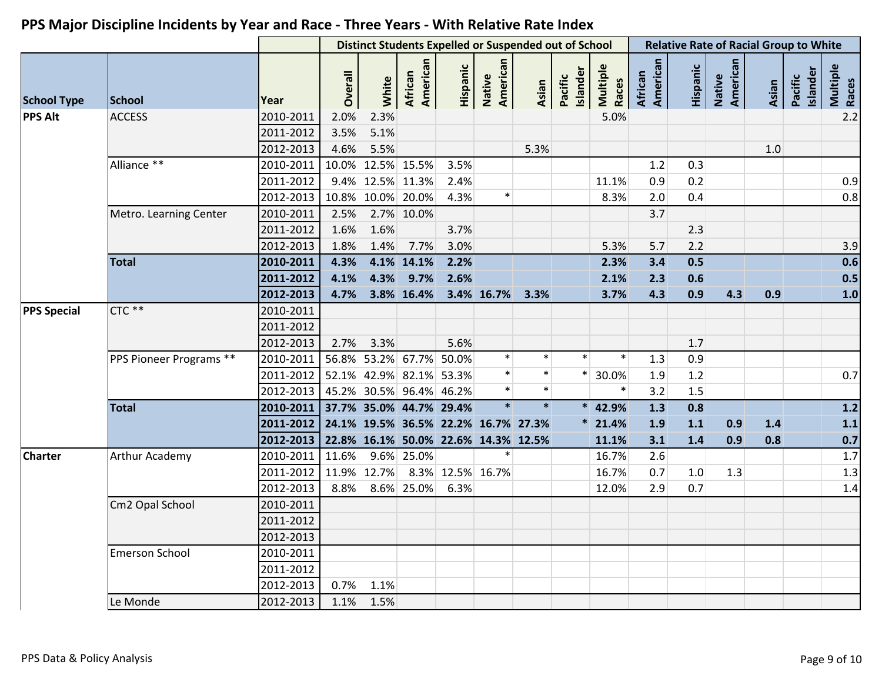## PPS Major Discipline Incidents by Year and Race - Three Years - With Relative Rate Index

| | | | Distinct Students Expelled or Suspended out of School | | | | | | | | Relative Rate of Racial Group to White | | | | | |
|---|---|---|---|---|---|---|---|---|---|---|---|---|---|---|---|---|
| School Type | School | Year | Overall | White | African American | Hispanic | Native American | Asian | Pacific Islander | Multiple Races | African American | Hispanic | Native American | Asian | Pacific Islander | Multiple Races |
| PPS Alt | ACCESS | 2010-2011 | 2.0% | 2.3% | | | | | | 5.0% | | | | | | 2.2 |
| | | 2011-2012 | 3.5% | 5.1% | | | | | | | | | | | | |
| | | 2012-2013 | 4.6% | 5.5% | | | | 5.3% | | | | | | 1.0 | | |
| | Alliance ** | 2010-2011 | 10.0% | 12.5% | 15.5% | 3.5% | | | | | 1.2 | 0.3 | | | | |
| | | 2011-2012 | 9.4% | 12.5% | 11.3% | 2.4% | | | | 11.1% | 0.9 | 0.2 | | | | 0.9 |
| | | 2012-2013 | 10.8% | 10.0% | 20.0% | 4.3% | * | | | 8.3% | 2.0 | 0.4 | | | | 0.8 |
| | Metro. Learning Center | 2010-2011 | 2.5% | 2.7% | 10.0% | | | | | | 3.7 | | | | | |
| | | 2011-2012 | 1.6% | 1.6% | | 3.7% | | | | | | 2.3 | | | | |
| | | 2012-2013 | 1.8% | 1.4% | 7.7% | 3.0% | | | | 5.3% | 5.7 | 2.2 | | | | 3.9 |
| | **Total** | **2010-2011** | **4.3%** | **4.1%** | **14.1%** | **2.2%** | | | | **2.3%** | **3.4** | **0.5** | | | | **0.6** |
| | | **2011-2012** | **4.1%** | **4.3%** | **9.7%** | **2.6%** | | | | **2.1%** | **2.3** | **0.6** | | | | **0.5** |
| | | **2012-2013** | **4.7%** | **3.8%** | **16.4%** | **3.4%** | **16.7%** | **3.3%** | | **3.7%** | **4.3** | **0.9** | **4.3** | **0.9** | | **1.0** |
| PPS Special | CTC ** | 2010-2011 | | | | | | | | | | | | | | |
| | | 2011-2012 | | | | | | | | | | | | | | |
| | | 2012-2013 | 2.7% | 3.3% | | 5.6% | | | | | | 1.7 | | | | |
| | PPS Pioneer Programs ** | 2010-2011 | 56.8% | 53.2% | 67.7% | 50.0% | * | * | * | * | 1.3 | 0.9 | | | | |
| | | 2011-2012 | 52.1% | 42.9% | 82.1% | 53.3% | * | * | * | 30.0% | 1.9 | 1.2 | | | | 0.7 |
| | | 2012-2013 | 45.2% | 30.5% | 96.4% | 46.2% | * | * | | * | 3.2 | 1.5 | | | | |
| | **Total** | **2010-2011** | **37.7%** | **35.0%** | **44.7%** | **29.4%** | **\*** | **\*** | **\*** | **42.9%** | **1.3** | **0.8** | | | | **1.2** |
| | | **2011-2012** | **24.1%** | **19.5%** | **36.5%** | **22.2%** | **16.7%** | **27.3%** | **\*** | **21.4%** | **1.9** | **1.1** | **0.9** | **1.4** | | **1.1** |
| | | **2012-2013** | **22.8%** | **16.1%** | **50.0%** | **22.6%** | **14.3%** | **12.5%** | | **11.1%** | **3.1** | **1.4** | **0.9** | **0.8** | | **0.7** |
| Charter | Arthur Academy | 2010-2011 | 11.6% | 9.6% | 25.0% | | * | | | 16.7% | 2.6 | | | | | 1.7 |
| | | 2011-2012 | 11.9% | 12.7% | 8.3% | 12.5% | 16.7% | | | 16.7% | 0.7 | 1.0 | 1.3 | | | 1.3 |
| | | 2012-2013 | 8.8% | 8.6% | 25.0% | 6.3% | | | | 12.0% | 2.9 | 0.7 | | | | 1.4 |
| | Cm2 Opal School | 2010-2011 | | | | | | | | | | | | | | |
| | | 2011-2012 | | | | | | | | | | | | | | |
| | | 2012-2013 | | | | | | | | | | | | | | |
| | Emerson School | 2010-2011 | | | | | | | | | | | | | | |
| | | 2011-2012 | | | | | | | | | | | | | | |
| | | 2012-2013 | 0.7% | 1.1% | | | | | | | | | | | | |
| | Le Monde | 2012-2013 | 1.1% | 1.5% | | | | | | | | | | | | |

PPS Data & Policy Analysis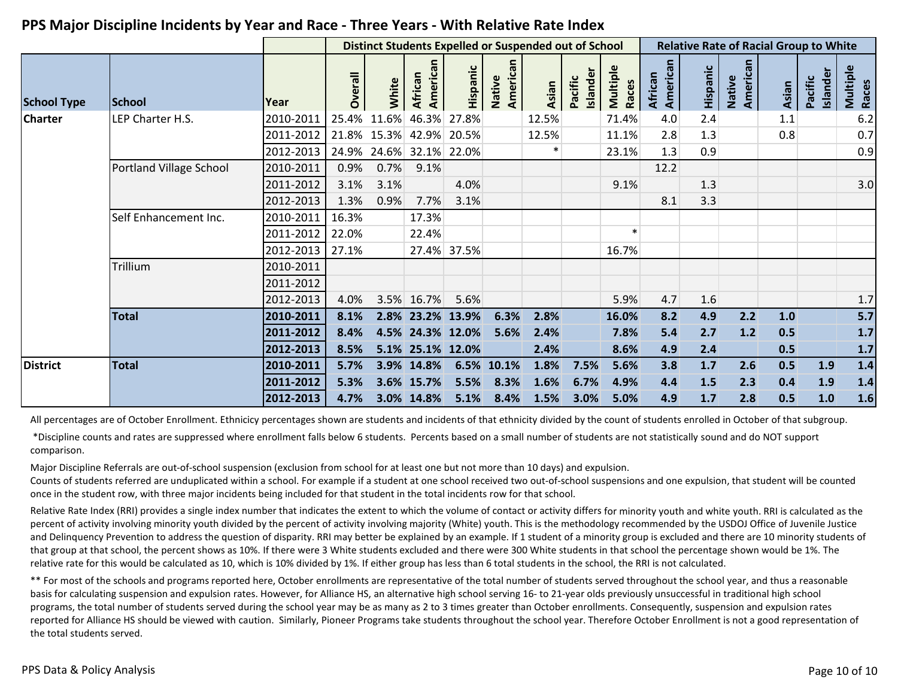## PPS Major Discipline Incidents by Year and Race - Three Years - With Relative Rate Index

| | | | Distinct Students Expelled or Suspended out of School | | | | | | | | Relative Rate of Racial Group to White | | | | | |
|---|---|---|---|---|---|---|---|---|---|---|---|---|---|---|---|---|
| School Type | School | Year | Overall | White | African American | Hispanic | Native American | Asian | Pacific Islander | Multiple Races | African American | Hispanic | Native American | Asian | Pacific Islander | Multiple Races |
| Charter | LEP Charter H.S. | 2010-2011 | 25.4% | 11.6% | 46.3% | 27.8% | | 12.5% | | 71.4% | 4.0 | 2.4 | | 1.1 | | 6.2 |
| | | 2011-2012 | 21.8% | 15.3% | 42.9% | 20.5% | | 12.5% | | 11.1% | 2.8 | 1.3 | | 0.8 | | 0.7 |
| | | 2012-2013 | 24.9% | 24.6% | 32.1% | 22.0% | | * | | 23.1% | 1.3 | 0.9 | | | | 0.9 |
| | Portland Village School | 2010-2011 | 0.9% | 0.7% | 9.1% | | | | | | 12.2 | | | | | |
| | | 2011-2012 | 3.1% | 3.1% | | 4.0% | | | | 9.1% | | 1.3 | | | | 3.0 |
| | | 2012-2013 | 1.3% | 0.9% | 7.7% | 3.1% | | | | | 8.1 | 3.3 | | | | |
| | Self Enhancement Inc. | 2010-2011 | 16.3% | | 17.3% | | | | | | | | | | | |
| | | 2011-2012 | 22.0% | | 22.4% | | | | | * | | | | | | |
| | | 2012-2013 | 27.1% | | 27.4% | 37.5% | | | | 16.7% | | | | | | |
| | Trillium | 2010-2011 | | | | | | | | | | | | | | |
| | | 2011-2012 | | | | | | | | | | | | | | |
| | | 2012-2013 | 4.0% | 3.5% | 16.7% | 5.6% | | | | 5.9% | 4.7 | 1.6 | | | | 1.7 |
| | **Total** | **2010-2011** | **8.1%** | **2.8%** | **23.2%** | **13.9%** | **6.3%** | **2.8%** | | **16.0%** | **8.2** | **4.9** | **2.2** | **1.0** | | **5.7** |
| | | **2011-2012** | **8.4%** | **4.5%** | **24.3%** | **12.0%** | **5.6%** | **2.4%** | | **7.8%** | **5.4** | **2.7** | **1.2** | **0.5** | | **1.7** |
| | | **2012-2013** | **8.5%** | **5.1%** | **25.1%** | **12.0%** | | **2.4%** | | **8.6%** | **4.9** | **2.4** | | **0.5** | | **1.7** |
| District | **Total** | **2010-2011** | **5.7%** | **3.9%** | **14.8%** | **6.5%** | **10.1%** | **1.8%** | **7.5%** | **5.6%** | **3.8** | **1.7** | **2.6** | **0.5** | **1.9** | **1.4** |
| | | **2011-2012** | **5.3%** | **3.6%** | **15.7%** | **5.5%** | **8.3%** | **1.6%** | **6.7%** | **4.9%** | **4.4** | **1.5** | **2.3** | **0.4** | **1.9** | **1.4** |
| | | **2012-2013** | **4.7%** | **3.0%** | **14.8%** | **5.1%** | **8.4%** | **1.5%** | **3.0%** | **5.0%** | **4.9** | **1.7** | **2.8** | **0.5** | **1.0** | **1.6** |

All percentages are of October Enrollment. Ethnicicy percentages shown are students and incidents of that ethnicity divided by the count of students enrolled in October of that subgroup.

*Discipline counts and rates are suppressed where enrollment falls below 6 students. Percents based on a small number of students are not statistically sound and do NOT support comparison.

Major Discipline Referrals are out-of-school suspension (exclusion from school for at least one but not more than 10 days) and expulsion.
Counts of students referred are unduplicated within a school. For example if a student at one school received two out-of-school suspensions and one expulsion, that student will be counted once in the student row, with three major incidents being included for that student in the total incidents row for that school.

Relative Rate Index (RRI) provides a single index number that indicates the extent to which the volume of contact or activity differs for minority youth and white youth. RRI is calculated as the percent of activity involving minority youth divided by the percent of activity involving majority (White) youth. This is the methodology recommended by the USDOJ Office of Juvenile Justice and Delinquency Prevention to address the question of disparity. RRI may better be explained by an example. If 1 student of a minority group is excluded and there are 10 minority students of that group at that school, the percent shows as 10%. If there were 3 White students excluded and there were 300 White students in that school the percentage shown would be 1%. The relative rate for this would be calculated as 10, which is 10% divided by 1%. If either group has less than 6 total students in the school, the RRI is not calculated.

** For most of the schools and programs reported here, October enrollments are representative of the total number of students served throughout the school year, and thus a reasonable basis for calculating suspension and expulsion rates. However, for Alliance HS, an alternative high school serving 16- to 21-year olds previously unsuccessful in traditional high school programs, the total number of students served during the school year may be as many as 2 to 3 times greater than October enrollments. Consequently, suspension and expulsion rates reported for Alliance HS should be viewed with caution. Similarly, Pioneer Programs take students throughout the school year. Therefore October Enrollment is not a good representation of the total students served.

PPS Data & Policy Analysis